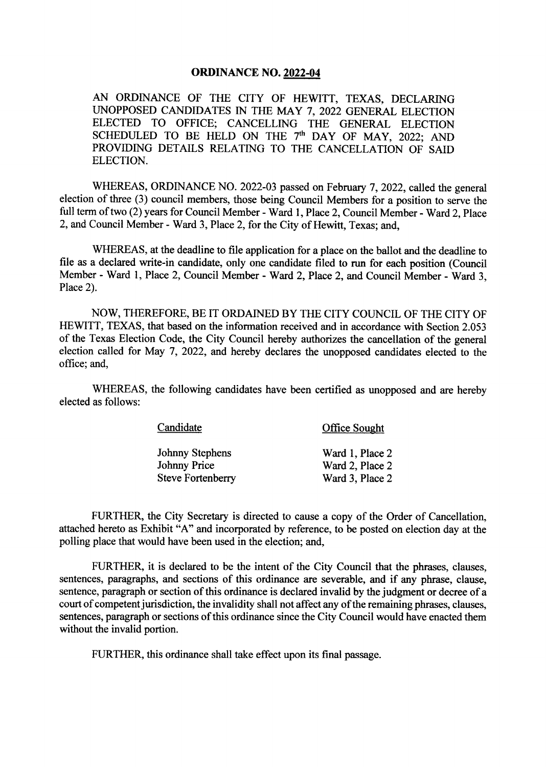# ORDINANCE NO. 2022-04

AN ORDINANCE OF THE CITY OF HEWITT, TEXAS, DECLARING UNOPPOSED CANDIDATES IN THE MAY 7, 2022 GENERAL ELECTION ELECTED TO OFFICE; CANCELLING THE GENERAL ELECTION SCHEDULED TO BE HELD ON THE 7th DAY OF MAY, 2022; AND PROVIDING DETAILS RELATING TO THE CANCELLATION OF SAID ELECTION.

WHEREAS, ORDINANCE NO. 2022-03 passed on February 7, 2022, called the general election of three (3) council members, those being Council Members for a position to serve the full term of two (2) years for Council Member - Ward 1, Place 2, Council Member - Ward 2, Place 2, and Council Member - Ward 3, Place 2, for the City of Hewitt, Texas; and,

WHEREAS, at the deadline to file application for a place on the ballot and the deadline to file as a declared write-in candidate, only one candidate filed to run for each position (Council Member - Ward 1, Place 2, Council Member - Ward 2, Place 2, and Council Member - Ward 3, Place 2).

NOW, THEREFORE, BE IT ORDAINED BY THE CITY COUNCIL OF THE CITY OF HEWITT, TEXAS, that based on the information received and in accordance with Section 2.053 of the Texas Election Code, the City Council hereby authorizes the cancellation of the general election called for May 7, 2022, and hereby declares the unopposed candidates elected to the office; and,

WHEREAS, the following candidates have been certified as unopposed and are hereby elected as follows:

| Candidate | Office Sought |
|---|---|
| Johnny Stephens | Ward 1, Place 2 |
| Johnny Price | Ward 2, Place 2 |
| Steve Fortenberry | Ward 3, Place 2 |

FURTHER, the City Secretary is directed to cause a copy of the Order of Cancellation, attached hereto as Exhibit "A" and incorporated by reference, to be posted on election day at the polling place that would have been used in the election; and,

FURTHER, it is declared to be the intent of the City Council that the phrases, clauses, sentences, paragraphs, and sections of this ordinance are severable, and if any phrase, clause, sentence, paragraph or section of this ordinance is declared invalid by the judgment or decree of a court of competent jurisdiction, the invalidity shall not affect any of the remaining phrases, clauses, sentences, paragraph or sections of this ordinance since the City Council would have enacted them without the invalid portion.

FURTHER, this ordinance shall take effect upon its final passage.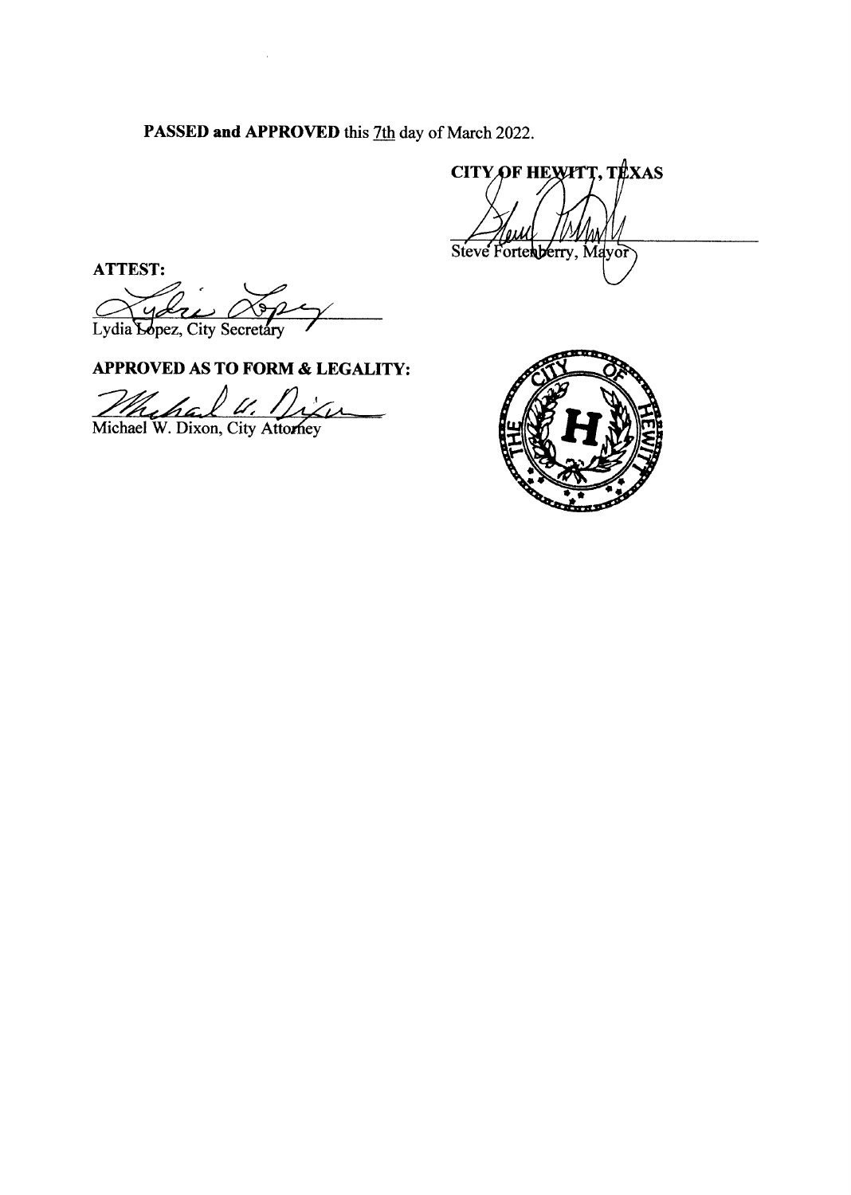**PASSED and APPROVED** this 7th day of March 2022.

**CITY OF HEWITT, TEXAS**

Steve Fortenberry, Mayor

**ATTEST:**

Lydia Lopez, City Secretary

**APPROVED AS TO FORM & LEGALITY:**

Michael W. Dixon, City Attorney

THE CITY OF HEWITT

H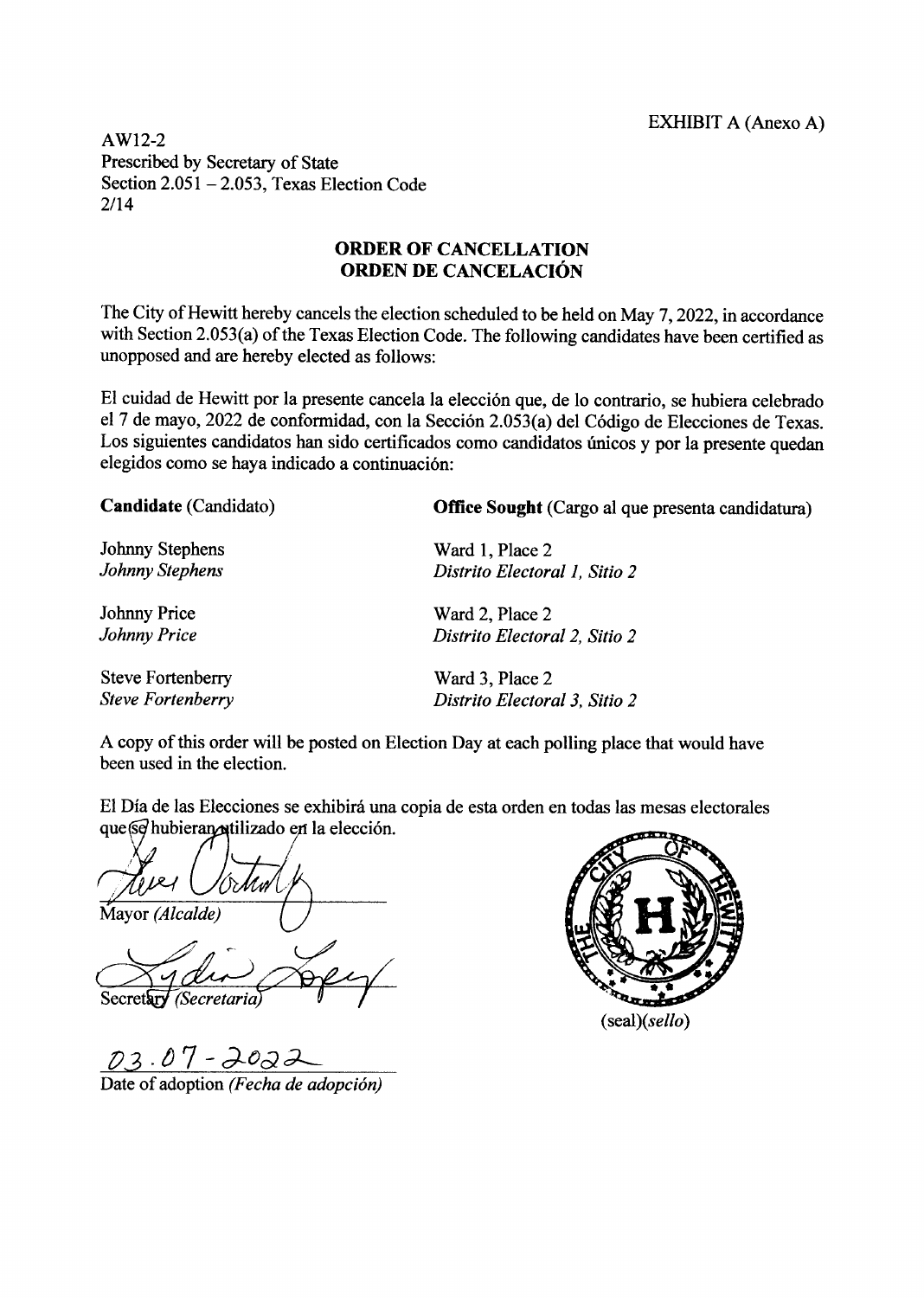EXHIBIT A (Anexo A)

AW12-2
Prescribed by Secretary of State
Section 2.051 – 2.053, Texas Election Code
2/14

## ORDER OF CANCELLATION
## ORDEN DE CANCELACIÓN

The City of Hewitt hereby cancels the election scheduled to be held on May 7, 2022, in accordance with Section 2.053(a) of the Texas Election Code. The following candidates have been certified as unopposed and are hereby elected as follows:

El cuidad de Hewitt por la presente cancela la elección que, de lo contrario, se hubiera celebrado el 7 de mayo, 2022 de conformidad, con la Sección 2.053(a) del Código de Elecciones de Texas. Los siguientes candidatos han sido certificados como candidatos únicos y por la presente quedan elegidos como se haya indicado a continuación:

| **Candidate** (Candidato) | **Office Sought** (Cargo al que presenta candidatura) |
|---|---|
| Johnny Stephens<br>*Johnny Stephens* | Ward 1, Place 2<br>*Distrito Electoral 1, Sitio 2* |
| Johnny Price<br>*Johnny Price* | Ward 2, Place 2<br>*Distrito Electoral 2, Sitio 2* |
| Steve Fortenberry<br>*Steve Fortenberry* | Ward 3, Place 2<br>*Distrito Electoral 3, Sitio 2* |

A copy of this order will be posted on Election Day at each polling place that would have been used in the election.

El Día de las Elecciones se exhibirá una copia de esta orden en todas las mesas electorales que se hubieran utilizado en la elección.

Mayor *(Alcalde)*

Secretary *(Secretaria)*

03.07-2022
Date of adoption *(Fecha de adopción)*

(seal)*(sello)*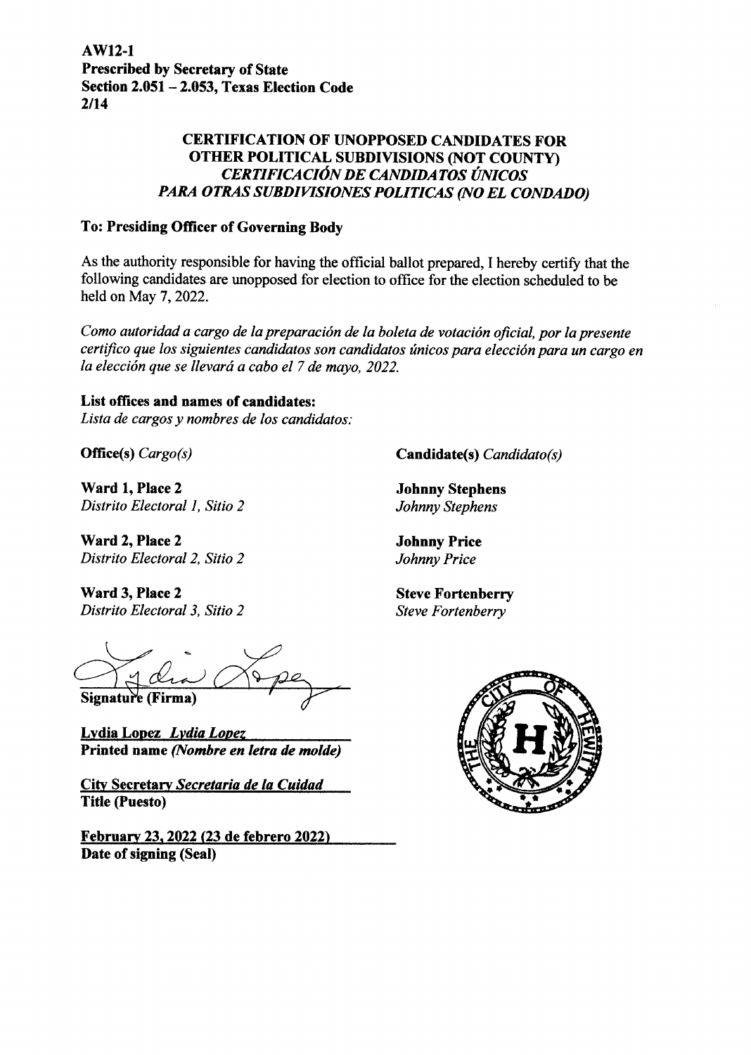**AW12-1**
**Prescribed by Secretary of State**
**Section 2.051 – 2.053, Texas Election Code**
**2/14**

## CERTIFICATION OF UNOPPOSED CANDIDATES FOR OTHER POLITICAL SUBDIVISIONS (NOT COUNTY)
## *CERTIFICACIÓN DE CANDIDATOS ÚNICOS PARA OTRAS SUBDIVISIONES POLITICAS (NO EL CONDADO)*

**To: Presiding Officer of Governing Body**

As the authority responsible for having the official ballot prepared, I hereby certify that the following candidates are unopposed for election to office for the election scheduled to be held on May 7, 2022.

*Como autoridad a cargo de la preparación de la boleta de votación oficial, por la presente certifico que los siguientes candidatos son candidatos únicos para elección para un cargo en la elección que se llevará a cabo el 7 de mayo, 2022.*

**List offices and names of candidates:**
*Lista de cargos y nombres de los candidatos:*

| **Office(s)** *Cargo(s)* | **Candidate(s)** *Candidato(s)* |
|---|---|
| **Ward 1, Place 2** *Distrito Electoral 1, Sitio 2* | **Johnny Stephens** *Johnny Stephens* |
| **Ward 2, Place 2** *Distrito Electoral 2, Sitio 2* | **Johnny Price** *Johnny Price* |
| **Ward 3, Place 2** *Distrito Electoral 3, Sitio 2* | **Steve Fortenberry** *Steve Fortenberry* |

Lydia Lopez
**Signature (Firma)**

Lydia Lopez *Lydia Lopez*
**Printed name** ***(Nombre en letra de molde)***

City Secretary *Secretaria de la Cuidad*
**Title (Puesto)**

February 23, 2022 (23 de febrero 2022)
**Date of signing (Seal)**

THE CITY OF HEWITT